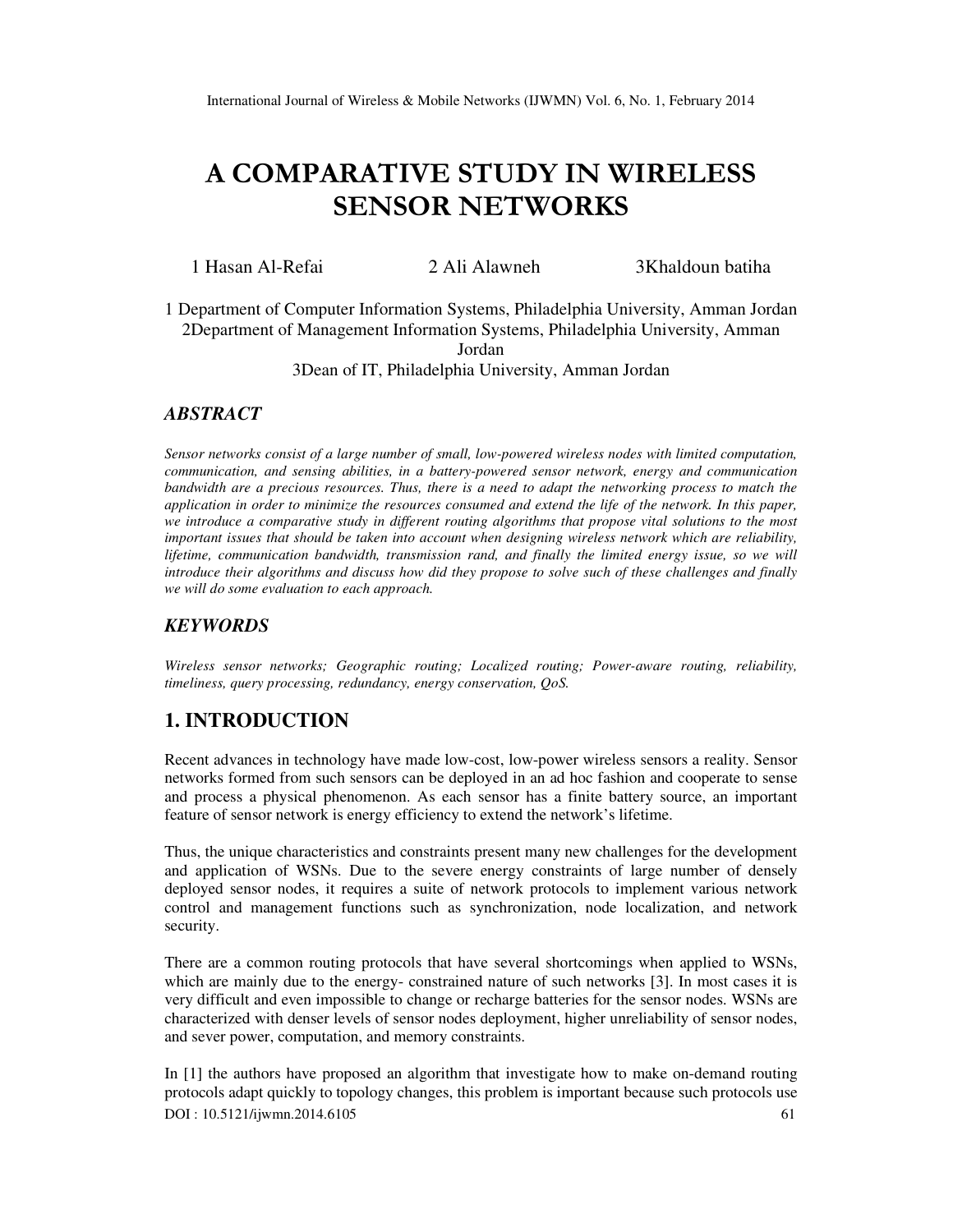# A COMPARATIVE STUDY IN WIRELESS SENSOR NETWORKS

1 Hasan Al-Refai 2 Ali Alawneh 3Khaldoun batiha

1 Department of Computer Information Systems, Philadelphia University, Amman Jordan
2Department of Management Information Systems, Philadelphia University, Amman Jordan
3Dean of IT, Philadelphia University, Amman Jordan

## *ABSTRACT*

*Sensor networks consist of a large number of small, low-powered wireless nodes with limited computation, communication, and sensing abilities, in a battery-powered sensor network, energy and communication bandwidth are a precious resources. Thus, there is a need to adapt the networking process to match the application in order to minimize the resources consumed and extend the life of the network. In this paper, we introduce a comparative study in different routing algorithms that propose vital solutions to the most important issues that should be taken into account when designing wireless network which are reliability, lifetime, communication bandwidth, transmission rand, and finally the limited energy issue, so we will introduce their algorithms and discuss how did they propose to solve such of these challenges and finally we will do some evaluation to each approach.*

## *KEYWORDS*

*Wireless sensor networks; Geographic routing; Localized routing; Power-aware routing, reliability, timeliness, query processing, redundancy, energy conservation, QoS.*

## 1. INTRODUCTION

Recent advances in technology have made low-cost, low-power wireless sensors a reality. Sensor networks formed from such sensors can be deployed in an ad hoc fashion and cooperate to sense and process a physical phenomenon. As each sensor has a finite battery source, an important feature of sensor network is energy efficiency to extend the network's lifetime.

Thus, the unique characteristics and constraints present many new challenges for the development and application of WSNs. Due to the severe energy constraints of large number of densely deployed sensor nodes, it requires a suite of network protocols to implement various network control and management functions such as synchronization, node localization, and network security.

There are a common routing protocols that have several shortcomings when applied to WSNs, which are mainly due to the energy- constrained nature of such networks [3]. In most cases it is very difficult and even impossible to change or recharge batteries for the sensor nodes. WSNs are characterized with denser levels of sensor nodes deployment, higher unreliability of sensor nodes, and sever power, computation, and memory constraints.

In [1] the authors have proposed an algorithm that investigate how to make on-demand routing protocols adapt quickly to topology changes, this problem is important because such protocols use

DOI : 10.5121/ijwmn.2014.6105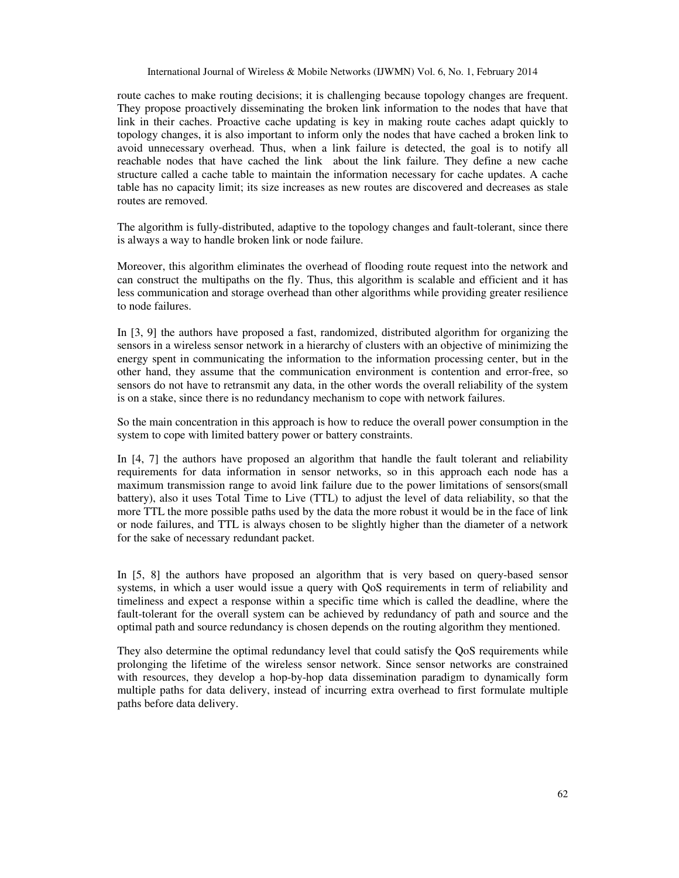route caches to make routing decisions; it is challenging because topology changes are frequent. They propose proactively disseminating the broken link information to the nodes that have that link in their caches. Proactive cache updating is key in making route caches adapt quickly to topology changes, it is also important to inform only the nodes that have cached a broken link to avoid unnecessary overhead. Thus, when a link failure is detected, the goal is to notify all reachable nodes that have cached the link about the link failure. They define a new cache structure called a cache table to maintain the information necessary for cache updates. A cache table has no capacity limit; its size increases as new routes are discovered and decreases as stale routes are removed.

The algorithm is fully-distributed, adaptive to the topology changes and fault-tolerant, since there is always a way to handle broken link or node failure.

Moreover, this algorithm eliminates the overhead of flooding route request into the network and can construct the multipaths on the fly. Thus, this algorithm is scalable and efficient and it has less communication and storage overhead than other algorithms while providing greater resilience to node failures.

In [3, 9] the authors have proposed a fast, randomized, distributed algorithm for organizing the sensors in a wireless sensor network in a hierarchy of clusters with an objective of minimizing the energy spent in communicating the information to the information processing center, but in the other hand, they assume that the communication environment is contention and error-free, so sensors do not have to retransmit any data, in the other words the overall reliability of the system is on a stake, since there is no redundancy mechanism to cope with network failures.

So the main concentration in this approach is how to reduce the overall power consumption in the system to cope with limited battery power or battery constraints.

In [4, 7] the authors have proposed an algorithm that handle the fault tolerant and reliability requirements for data information in sensor networks, so in this approach each node has a maximum transmission range to avoid link failure due to the power limitations of sensors(small battery), also it uses Total Time to Live (TTL) to adjust the level of data reliability, so that the more TTL the more possible paths used by the data the more robust it would be in the face of link or node failures, and TTL is always chosen to be slightly higher than the diameter of a network for the sake of necessary redundant packet.

In [5, 8] the authors have proposed an algorithm that is very based on query-based sensor systems, in which a user would issue a query with QoS requirements in term of reliability and timeliness and expect a response within a specific time which is called the deadline, where the fault-tolerant for the overall system can be achieved by redundancy of path and source and the optimal path and source redundancy is chosen depends on the routing algorithm they mentioned.

They also determine the optimal redundancy level that could satisfy the QoS requirements while prolonging the lifetime of the wireless sensor network. Since sensor networks are constrained with resources, they develop a hop-by-hop data dissemination paradigm to dynamically form multiple paths for data delivery, instead of incurring extra overhead to first formulate multiple paths before data delivery.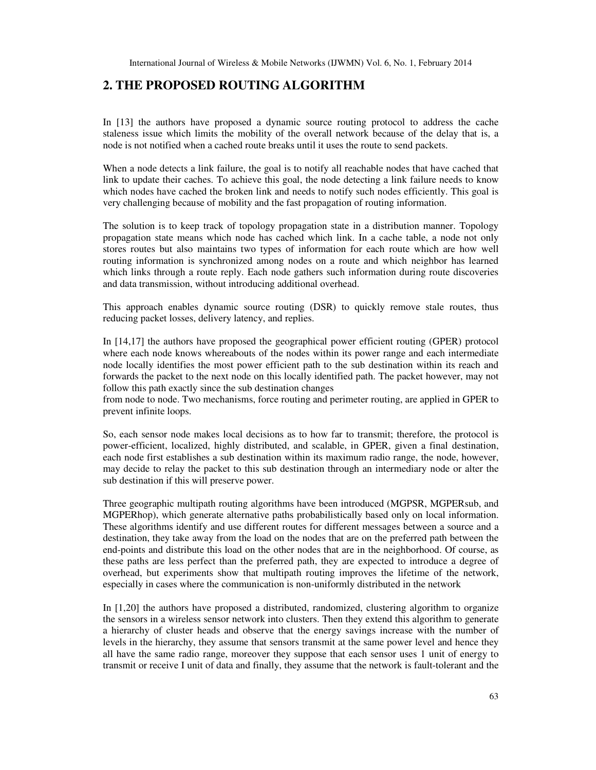## 2. THE PROPOSED ROUTING ALGORITHM

In [13] the authors have proposed a dynamic source routing protocol to address the cache staleness issue which limits the mobility of the overall network because of the delay that is, a node is not notified when a cached route breaks until it uses the route to send packets.

When a node detects a link failure, the goal is to notify all reachable nodes that have cached that link to update their caches. To achieve this goal, the node detecting a link failure needs to know which nodes have cached the broken link and needs to notify such nodes efficiently. This goal is very challenging because of mobility and the fast propagation of routing information.

The solution is to keep track of topology propagation state in a distribution manner. Topology propagation state means which node has cached which link. In a cache table, a node not only stores routes but also maintains two types of information for each route which are how well routing information is synchronized among nodes on a route and which neighbor has learned which links through a route reply. Each node gathers such information during route discoveries and data transmission, without introducing additional overhead.

This approach enables dynamic source routing (DSR) to quickly remove stale routes, thus reducing packet losses, delivery latency, and replies.

In [14,17] the authors have proposed the geographical power efficient routing (GPER) protocol where each node knows whereabouts of the nodes within its power range and each intermediate node locally identifies the most power efficient path to the sub destination within its reach and forwards the packet to the next node on this locally identified path. The packet however, may not follow this path exactly since the sub destination changes
from node to node. Two mechanisms, force routing and perimeter routing, are applied in GPER to prevent infinite loops.

So, each sensor node makes local decisions as to how far to transmit; therefore, the protocol is power-efficient, localized, highly distributed, and scalable, in GPER, given a final destination, each node first establishes a sub destination within its maximum radio range, the node, however, may decide to relay the packet to this sub destination through an intermediary node or alter the sub destination if this will preserve power.

Three geographic multipath routing algorithms have been introduced (MGPSR, MGPERsub, and MGPERhop), which generate alternative paths probabilistically based only on local information. These algorithms identify and use different routes for different messages between a source and a destination, they take away from the load on the nodes that are on the preferred path between the end-points and distribute this load on the other nodes that are in the neighborhood. Of course, as these paths are less perfect than the preferred path, they are expected to introduce a degree of overhead, but experiments show that multipath routing improves the lifetime of the network, especially in cases where the communication is non-uniformly distributed in the network

In [1,20] the authors have proposed a distributed, randomized, clustering algorithm to organize the sensors in a wireless sensor network into clusters. Then they extend this algorithm to generate a hierarchy of cluster heads and observe that the energy savings increase with the number of levels in the hierarchy, they assume that sensors transmit at the same power level and hence they all have the same radio range, moreover they suppose that each sensor uses 1 unit of energy to transmit or receive I unit of data and finally, they assume that the network is fault-tolerant and the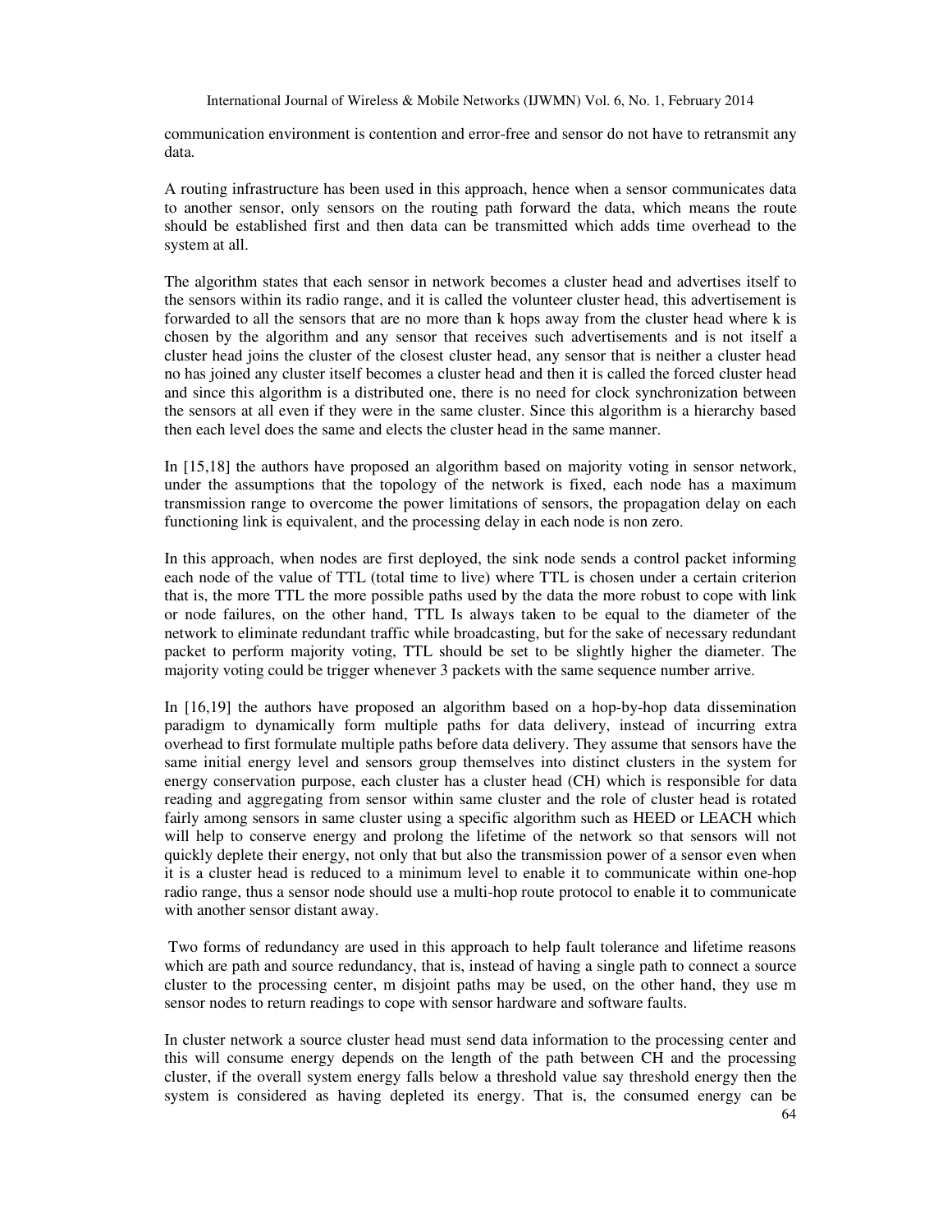communication environment is contention and error-free and sensor do not have to retransmit any data.

A routing infrastructure has been used in this approach, hence when a sensor communicates data to another sensor, only sensors on the routing path forward the data, which means the route should be established first and then data can be transmitted which adds time overhead to the system at all.

The algorithm states that each sensor in network becomes a cluster head and advertises itself to the sensors within its radio range, and it is called the volunteer cluster head, this advertisement is forwarded to all the sensors that are no more than k hops away from the cluster head where k is chosen by the algorithm and any sensor that receives such advertisements and is not itself a cluster head joins the cluster of the closest cluster head, any sensor that is neither a cluster head no has joined any cluster itself becomes a cluster head and then it is called the forced cluster head and since this algorithm is a distributed one, there is no need for clock synchronization between the sensors at all even if they were in the same cluster. Since this algorithm is a hierarchy based then each level does the same and elects the cluster head in the same manner.

In [15,18] the authors have proposed an algorithm based on majority voting in sensor network, under the assumptions that the topology of the network is fixed, each node has a maximum transmission range to overcome the power limitations of sensors, the propagation delay on each functioning link is equivalent, and the processing delay in each node is non zero.

In this approach, when nodes are first deployed, the sink node sends a control packet informing each node of the value of TTL (total time to live) where TTL is chosen under a certain criterion that is, the more TTL the more possible paths used by the data the more robust to cope with link or node failures, on the other hand, TTL Is always taken to be equal to the diameter of the network to eliminate redundant traffic while broadcasting, but for the sake of necessary redundant packet to perform majority voting, TTL should be set to be slightly higher the diameter. The majority voting could be trigger whenever 3 packets with the same sequence number arrive.

In [16,19] the authors have proposed an algorithm based on a hop-by-hop data dissemination paradigm to dynamically form multiple paths for data delivery, instead of incurring extra overhead to first formulate multiple paths before data delivery. They assume that sensors have the same initial energy level and sensors group themselves into distinct clusters in the system for energy conservation purpose, each cluster has a cluster head (CH) which is responsible for data reading and aggregating from sensor within same cluster and the role of cluster head is rotated fairly among sensors in same cluster using a specific algorithm such as HEED or LEACH which will help to conserve energy and prolong the lifetime of the network so that sensors will not quickly deplete their energy, not only that but also the transmission power of a sensor even when it is a cluster head is reduced to a minimum level to enable it to communicate within one-hop radio range, thus a sensor node should use a multi-hop route protocol to enable it to communicate with another sensor distant away.

Two forms of redundancy are used in this approach to help fault tolerance and lifetime reasons which are path and source redundancy, that is, instead of having a single path to connect a source cluster to the processing center, m disjoint paths may be used, on the other hand, they use m sensor nodes to return readings to cope with sensor hardware and software faults.

In cluster network a source cluster head must send data information to the processing center and this will consume energy depends on the length of the path between CH and the processing cluster, if the overall system energy falls below a threshold value say threshold energy then the system is considered as having depleted its energy. That is, the consumed energy can be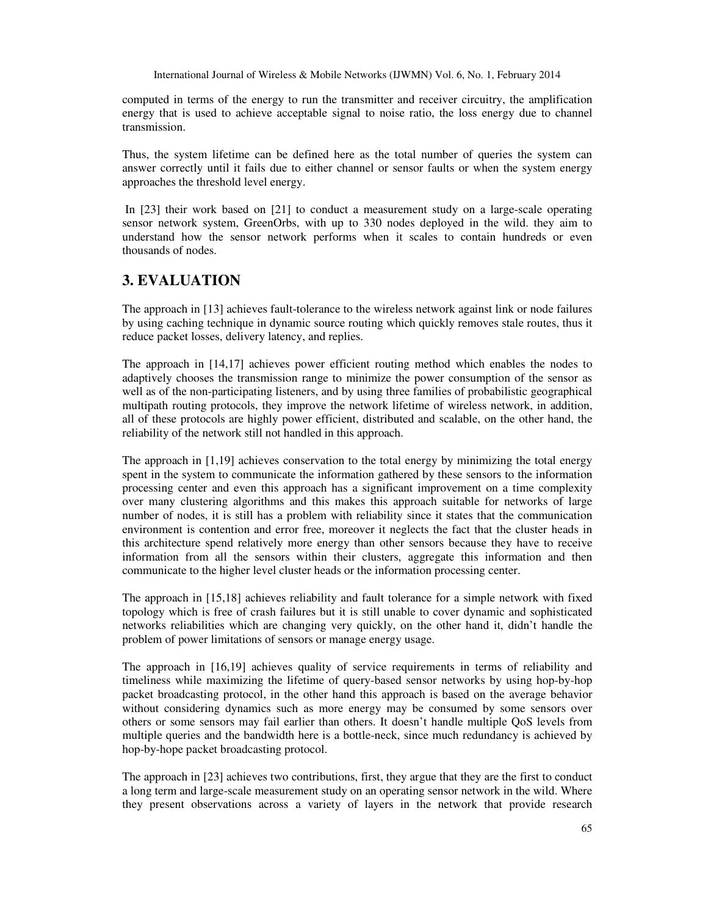computed in terms of the energy to run the transmitter and receiver circuitry, the amplification energy that is used to achieve acceptable signal to noise ratio, the loss energy due to channel transmission.

Thus, the system lifetime can be defined here as the total number of queries the system can answer correctly until it fails due to either channel or sensor faults or when the system energy approaches the threshold level energy.

In [23] their work based on [21] to conduct a measurement study on a large-scale operating sensor network system, GreenOrbs, with up to 330 nodes deployed in the wild. they aim to understand how the sensor network performs when it scales to contain hundreds or even thousands of nodes.

## 3. EVALUATION

The approach in [13] achieves fault-tolerance to the wireless network against link or node failures by using caching technique in dynamic source routing which quickly removes stale routes, thus it reduce packet losses, delivery latency, and replies.

The approach in [14,17] achieves power efficient routing method which enables the nodes to adaptively chooses the transmission range to minimize the power consumption of the sensor as well as of the non-participating listeners, and by using three families of probabilistic geographical multipath routing protocols, they improve the network lifetime of wireless network, in addition, all of these protocols are highly power efficient, distributed and scalable, on the other hand, the reliability of the network still not handled in this approach.

The approach in [1,19] achieves conservation to the total energy by minimizing the total energy spent in the system to communicate the information gathered by these sensors to the information processing center and even this approach has a significant improvement on a time complexity over many clustering algorithms and this makes this approach suitable for networks of large number of nodes, it is still has a problem with reliability since it states that the communication environment is contention and error free, moreover it neglects the fact that the cluster heads in this architecture spend relatively more energy than other sensors because they have to receive information from all the sensors within their clusters, aggregate this information and then communicate to the higher level cluster heads or the information processing center.

The approach in [15,18] achieves reliability and fault tolerance for a simple network with fixed topology which is free of crash failures but it is still unable to cover dynamic and sophisticated networks reliabilities which are changing very quickly, on the other hand it, didn't handle the problem of power limitations of sensors or manage energy usage.

The approach in [16,19] achieves quality of service requirements in terms of reliability and timeliness while maximizing the lifetime of query-based sensor networks by using hop-by-hop packet broadcasting protocol, in the other hand this approach is based on the average behavior without considering dynamics such as more energy may be consumed by some sensors over others or some sensors may fail earlier than others. It doesn't handle multiple QoS levels from multiple queries and the bandwidth here is a bottle-neck, since much redundancy is achieved by hop-by-hope packet broadcasting protocol.

The approach in [23] achieves two contributions, first, they argue that they are the first to conduct a long term and large-scale measurement study on an operating sensor network in the wild. Where they present observations across a variety of layers in the network that provide research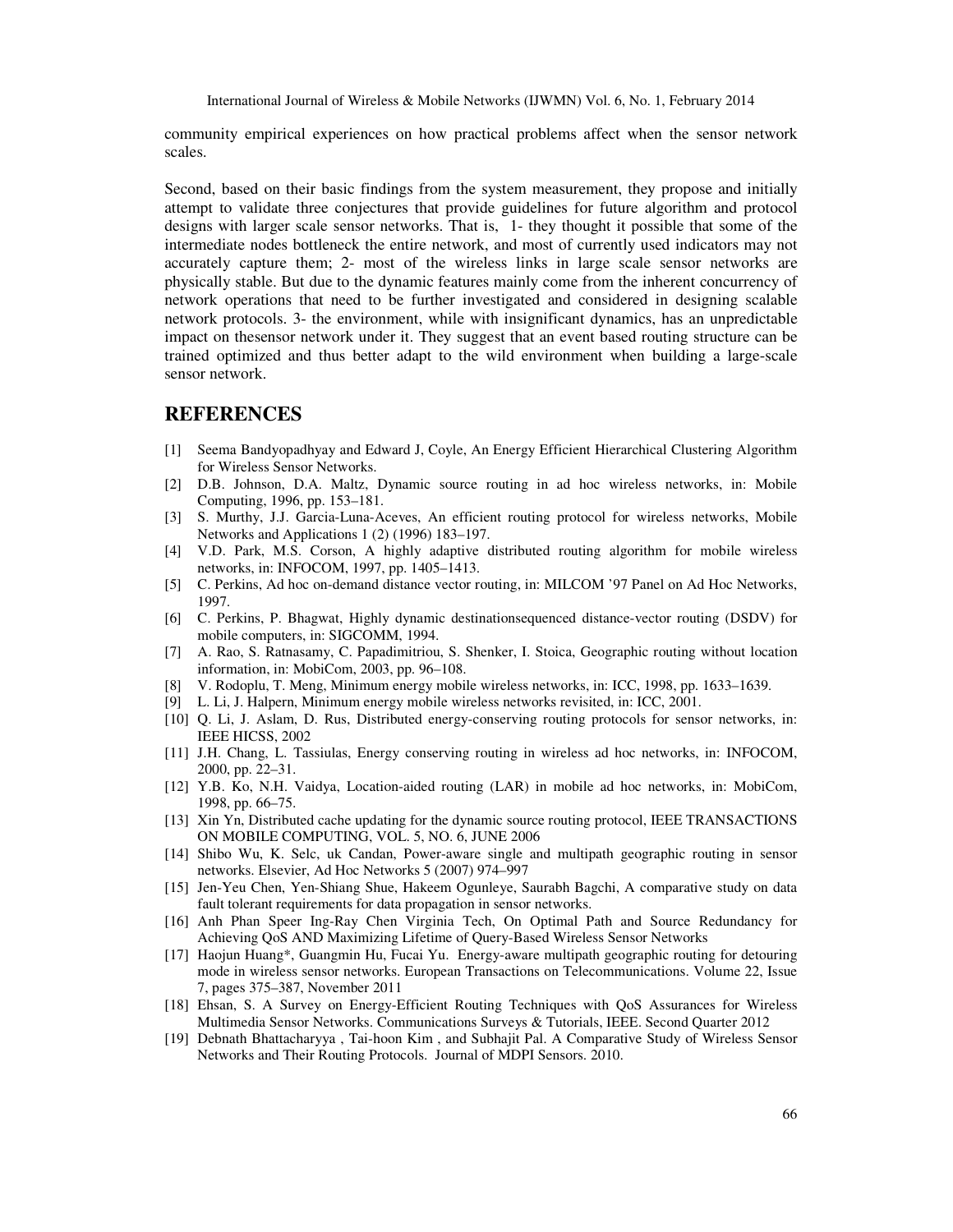community empirical experiences on how practical problems affect when the sensor network scales.

Second, based on their basic findings from the system measurement, they propose and initially attempt to validate three conjectures that provide guidelines for future algorithm and protocol designs with larger scale sensor networks. That is, 1- they thought it possible that some of the intermediate nodes bottleneck the entire network, and most of currently used indicators may not accurately capture them; 2- most of the wireless links in large scale sensor networks are physically stable. But due to the dynamic features mainly come from the inherent concurrency of network operations that need to be further investigated and considered in designing scalable network protocols. 3- the environment, while with insignificant dynamics, has an unpredictable impact on thesensor network under it. They suggest that an event based routing structure can be trained optimized and thus better adapt to the wild environment when building a large-scale sensor network.

## REFERENCES

[1] Seema Bandyopadhyay and Edward J, Coyle, An Energy Efficient Hierarchical Clustering Algorithm for Wireless Sensor Networks.

[2] D.B. Johnson, D.A. Maltz, Dynamic source routing in ad hoc wireless networks, in: Mobile Computing, 1996, pp. 153–181.

[3] S. Murthy, J.J. Garcia-Luna-Aceves, An efficient routing protocol for wireless networks, Mobile Networks and Applications 1 (2) (1996) 183–197.

[4] V.D. Park, M.S. Corson, A highly adaptive distributed routing algorithm for mobile wireless networks, in: INFOCOM, 1997, pp. 1405–1413.

[5] C. Perkins, Ad hoc on-demand distance vector routing, in: MILCOM '97 Panel on Ad Hoc Networks, 1997.

[6] C. Perkins, P. Bhagwat, Highly dynamic destinationsequenced distance-vector routing (DSDV) for mobile computers, in: SIGCOMM, 1994.

[7] A. Rao, S. Ratnasamy, C. Papadimitriou, S. Shenker, I. Stoica, Geographic routing without location information, in: MobiCom, 2003, pp. 96–108.

[8] V. Rodoplu, T. Meng, Minimum energy mobile wireless networks, in: ICC, 1998, pp. 1633–1639.

[9] L. Li, J. Halpern, Minimum energy mobile wireless networks revisited, in: ICC, 2001.

[10] Q. Li, J. Aslam, D. Rus, Distributed energy-conserving routing protocols for sensor networks, in: IEEE HICSS, 2002

[11] J.H. Chang, L. Tassiulas, Energy conserving routing in wireless ad hoc networks, in: INFOCOM, 2000, pp. 22–31.

[12] Y.B. Ko, N.H. Vaidya, Location-aided routing (LAR) in mobile ad hoc networks, in: MobiCom, 1998, pp. 66–75.

[13] Xin Yn, Distributed cache updating for the dynamic source routing protocol, IEEE TRANSACTIONS ON MOBILE COMPUTING, VOL. 5, NO. 6, JUNE 2006

[14] Shibo Wu, K. Selc, uk Candan, Power-aware single and multipath geographic routing in sensor networks. Elsevier, Ad Hoc Networks 5 (2007) 974–997

[15] Jen-Yeu Chen, Yen-Shiang Shue, Hakeem Ogunleye, Saurabh Bagchi, A comparative study on data fault tolerant requirements for data propagation in sensor networks.

[16] Anh Phan Speer Ing-Ray Chen Virginia Tech, On Optimal Path and Source Redundancy for Achieving QoS AND Maximizing Lifetime of Query-Based Wireless Sensor Networks

[17] Haojun Huang*, Guangmin Hu, Fucai Yu. Energy-aware multipath geographic routing for detouring mode in wireless sensor networks. European Transactions on Telecommunications. Volume 22, Issue 7, pages 375–387, November 2011

[18] Ehsan, S. A Survey on Energy-Efficient Routing Techniques with QoS Assurances for Wireless Multimedia Sensor Networks. Communications Surveys & Tutorials, IEEE. Second Quarter 2012

[19] Debnath Bhattacharyya , Tai-hoon Kim , and Subhajit Pal. A Comparative Study of Wireless Sensor Networks and Their Routing Protocols. Journal of MDPI Sensors. 2010.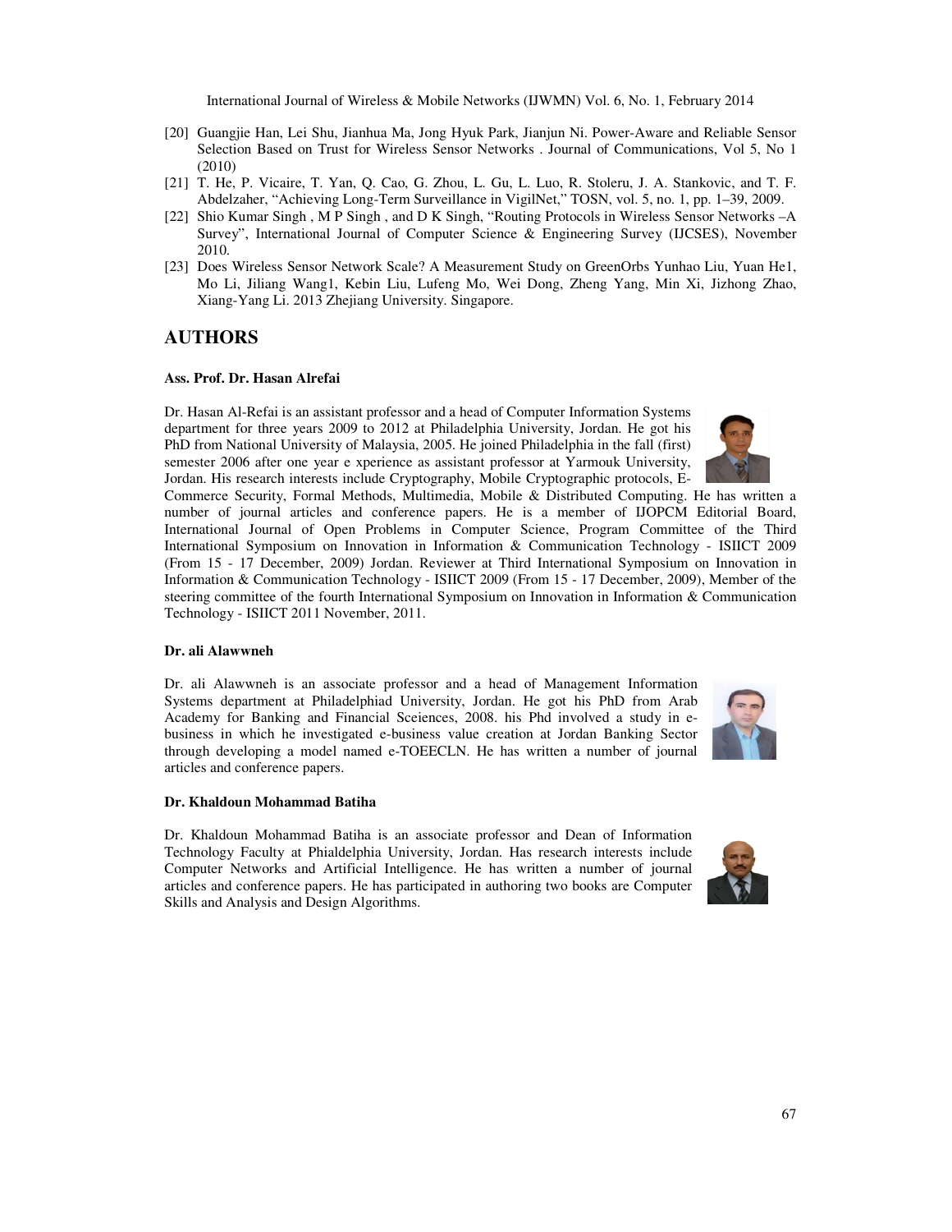[20] Guangjie Han, Lei Shu, Jianhua Ma, Jong Hyuk Park, Jianjun Ni. Power-Aware and Reliable Sensor Selection Based on Trust for Wireless Sensor Networks . Journal of Communications, Vol 5, No 1 (2010)

[21] T. He, P. Vicaire, T. Yan, Q. Cao, G. Zhou, L. Gu, L. Luo, R. Stoleru, J. A. Stankovic, and T. F. Abdelzaher, "Achieving Long-Term Surveillance in VigilNet," TOSN, vol. 5, no. 1, pp. 1–39, 2009.

[22] Shio Kumar Singh , M P Singh , and D K Singh, "Routing Protocols in Wireless Sensor Networks –A Survey", International Journal of Computer Science & Engineering Survey (IJCSES), November 2010.

[23] Does Wireless Sensor Network Scale? A Measurement Study on GreenOrbs Yunhao Liu, Yuan He1, Mo Li, Jiliang Wang1, Kebin Liu, Lufeng Mo, Wei Dong, Zheng Yang, Min Xi, Jizhong Zhao, Xiang-Yang Li. 2013 Zhejiang University. Singapore.

# AUTHORS

**Ass. Prof. Dr. Hasan Alrefai**

Dr. Hasan Al-Refai is an assistant professor and a head of Computer Information Systems department for three years 2009 to 2012 at Philadelphia University, Jordan. He got his PhD from National University of Malaysia, 2005. He joined Philadelphia in the fall (first) semester 2006 after one year e xperience as assistant professor at Yarmouk University, Jordan. His research interests include Cryptography, Mobile Cryptographic protocols, E-Commerce Security, Formal Methods, Multimedia, Mobile & Distributed Computing. He has written a number of journal articles and conference papers. He is a member of IJOPCM Editorial Board, International Journal of Open Problems in Computer Science, Program Committee of the Third International Symposium on Innovation in Information & Communication Technology - ISIICT 2009 (From 15 - 17 December, 2009) Jordan. Reviewer at Third International Symposium on Innovation in Information & Communication Technology - ISIICT 2009 (From 15 - 17 December, 2009), Member of the steering committee of the fourth International Symposium on Innovation in Information & Communication Technology - ISIICT 2011 November, 2011.

**Dr. ali Alawwneh**

Dr. ali Alawwneh is an associate professor and a head of Management Information Systems department at Philadelphiad University, Jordan. He got his PhD from Arab Academy for Banking and Financial Sceiences, 2008. his Phd involved a study in e-business in which he investigated e-business value creation at Jordan Banking Sector through developing a model named e-TOEECLN. He has written a number of journal articles and conference papers.

**Dr. Khaldoun Mohammad Batiha**

Dr. Khaldoun Mohammad Batiha is an associate professor and Dean of Information Technology Faculty at Phialdelphia University, Jordan. Has research interests include Computer Networks and Artificial Intelligence. He has written a number of journal articles and conference papers. He has participated in authoring two books are Computer Skills and Analysis and Design Algorithms.